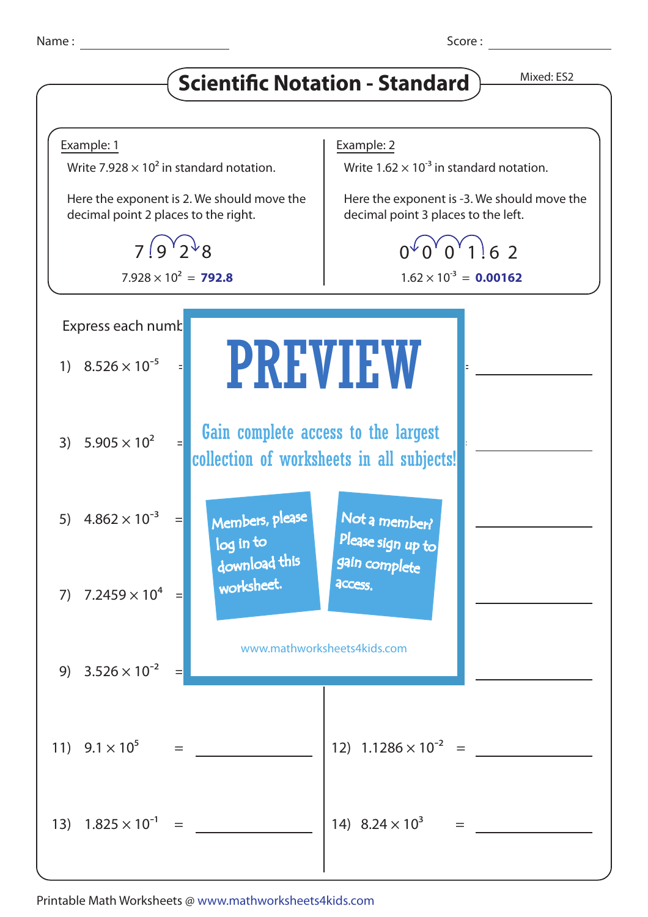Name : ____________________ Score : ____________________

# Scientific Notation - Standard

Mixed: ES2

**Example: 1**

Write $7.928 \times 10^2$ in standard notation.

Here the exponent is 2. We should move the decimal point 2 places to the right.

7.928

$7.928 \times 10^2 =$ **792.8**

**Example: 2**

Write $1.62 \times 10^{-3}$ in standard notation.

Here the exponent is -3. We should move the decimal point 3 places to the left.

0 0 0 1.6 2

$1.62 \times 10^{-3} =$ **0.00162**

Express each numb

1) $8.526 \times 10^{-5}$ =

=

3) $5.905 \times 10^{2}$ =

5) $4.862 \times 10^{-3}$ =

7) $7.2459 \times 10^{4}$ =

9) $3.526 \times 10^{-2}$ =

# PREVIEW

Gain complete access to the largest collection of worksheets in all subjects!

Members, please log in to download this worksheet.

Not a member? Please sign up to gain complete access.

www.mathworksheets4kids.com

11) $9.1 \times 10^{5}$ = ____________

12) $1.1286 \times 10^{-2}$ = ____________

13) $1.825 \times 10^{-1}$ = ____________

14) $8.24 \times 10^{3}$ = ____________

Printable Math Worksheets @ www.mathworksheets4kids.com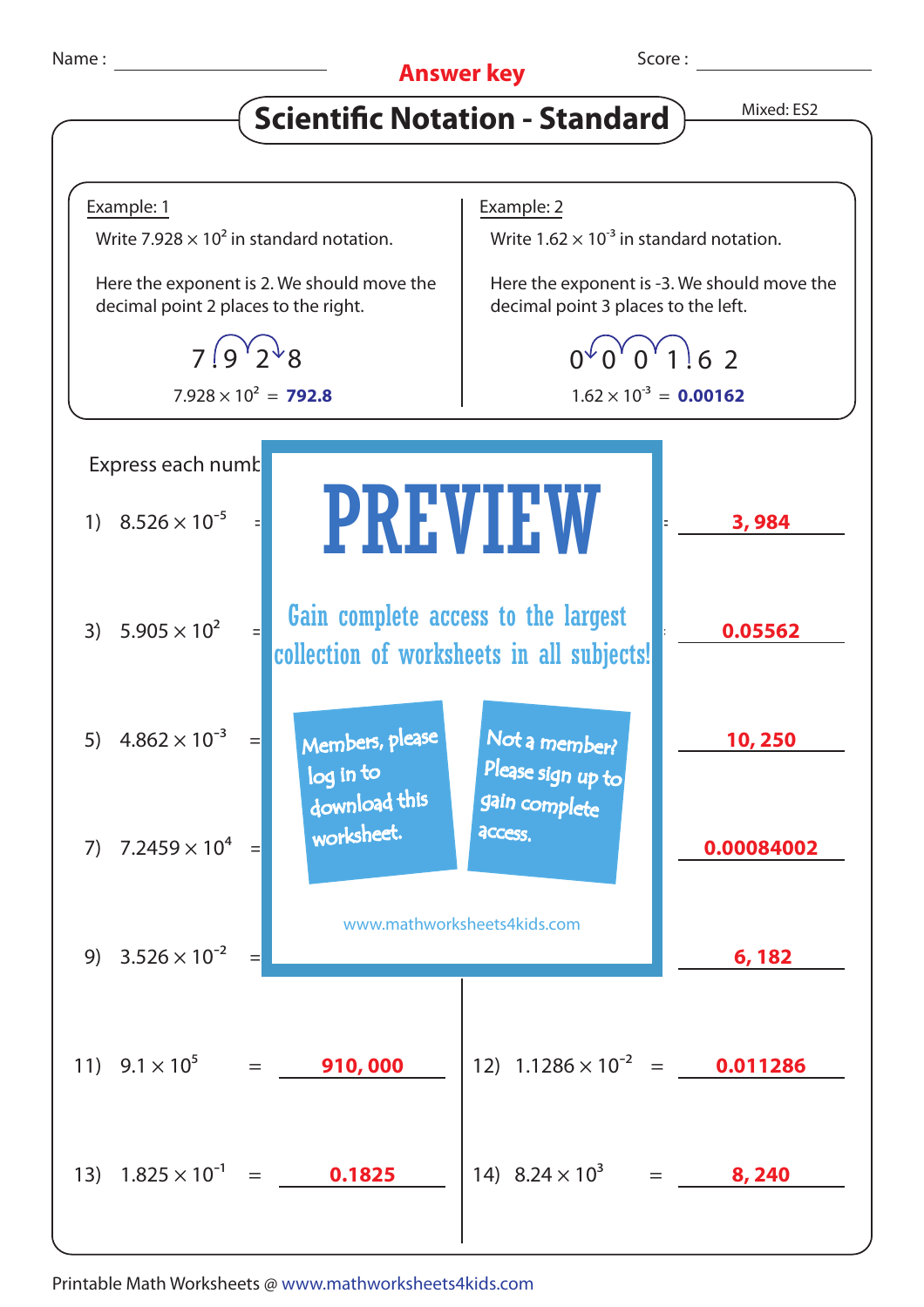Name : ____________________ **Answer key** Score : ____________________

# Scientific Notation - Standard

Mixed: ES2

**Example: 1**

Write $7.928 \times 10^2$ in standard notation.

Here the exponent is 2. We should move the decimal point 2 places to the right.

7 . 9 2 8

$7.928 \times 10^2$ = **792.8**

**Example: 2**

Write $1.62 \times 10^{-3}$ in standard notation.

Here the exponent is -3. We should move the decimal point 3 places to the left.

0 0 0 1 . 6 2

$1.62 \times 10^{-3}$ = **0.00162**

Express each numb

1) $8.526 \times 10^{-5}$ =  = **3, 984**

3) $5.905 \times 10^2$ =  = **0.05562**

5) $4.862 \times 10^{-3}$ =  = **10, 250**

7) $7.2459 \times 10^4$ =  = **0.00084002**

9) $3.526 \times 10^{-2}$ =  = **6, 182**

11) $9.1 \times 10^5$ = **910, 000**

12) $1.1286 \times 10^{-2}$ = **0.011286**

13) $1.825 \times 10^{-1}$ = **0.1825**

14) $8.24 \times 10^3$ = **8, 240**

PREVIEW

Gain complete access to the largest collection of worksheets in all subjects!

Members, please log in to download this worksheet.

Not a member? Please sign up to gain complete access.

www.mathworksheets4kids.com

Printable Math Worksheets @ www.mathworksheets4kids.com